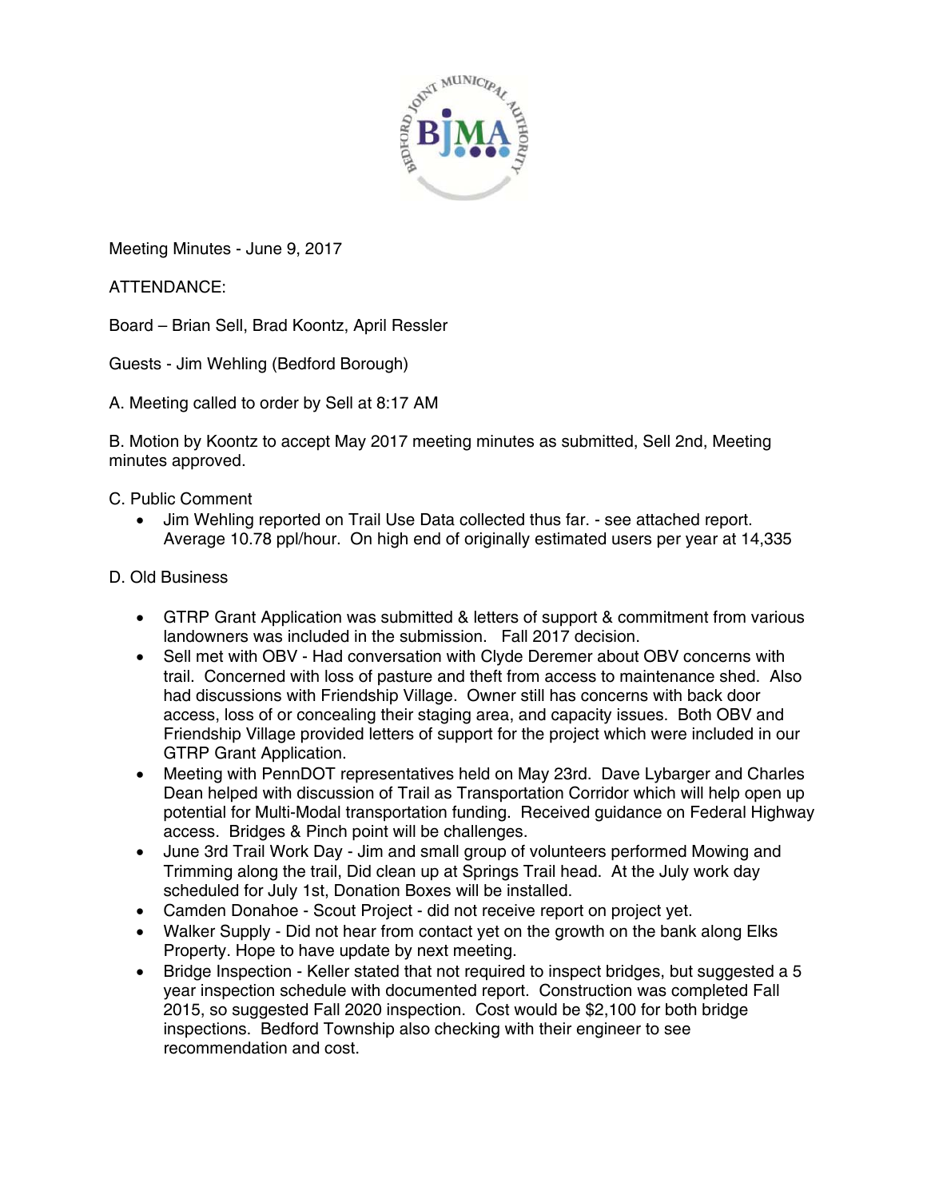Meeting Minutes - June 9, 2017

ATTENDANCE:

Board – Brian Sell, Brad Koontz, April Ressler

Guests - Jim Wehling (Bedford Borough)

A. Meeting called to order by Sell at 8:17 AM

B. Motion by Koontz to accept May 2017 meeting minutes as submitted, Sell 2nd, Meeting minutes approved.

C. Public Comment

- Jim Wehling reported on Trail Use Data collected thus far. - see attached report. Average 10.78 ppl/hour. On high end of originally estimated users per year at 14,335

D. Old Business

- GTRP Grant Application was submitted & letters of support & commitment from various landowners was included in the submission. Fall 2017 decision.
- Sell met with OBV - Had conversation with Clyde Deremer about OBV concerns with trail. Concerned with loss of pasture and theft from access to maintenance shed. Also had discussions with Friendship Village. Owner still has concerns with back door access, loss of or concealing their staging area, and capacity issues. Both OBV and Friendship Village provided letters of support for the project which were included in our GTRP Grant Application.
- Meeting with PennDOT representatives held on May 23rd. Dave Lybarger and Charles Dean helped with discussion of Trail as Transportation Corridor which will help open up potential for Multi-Modal transportation funding. Received guidance on Federal Highway access. Bridges & Pinch point will be challenges.
- June 3rd Trail Work Day - Jim and small group of volunteers performed Mowing and Trimming along the trail, Did clean up at Springs Trail head. At the July work day scheduled for July 1st, Donation Boxes will be installed.
- Camden Donahoe - Scout Project - did not receive report on project yet.
- Walker Supply - Did not hear from contact yet on the growth on the bank along Elks Property. Hope to have update by next meeting.
- Bridge Inspection - Keller stated that not required to inspect bridges, but suggested a 5 year inspection schedule with documented report. Construction was completed Fall 2015, so suggested Fall 2020 inspection. Cost would be $2,100 for both bridge inspections. Bedford Township also checking with their engineer to see recommendation and cost.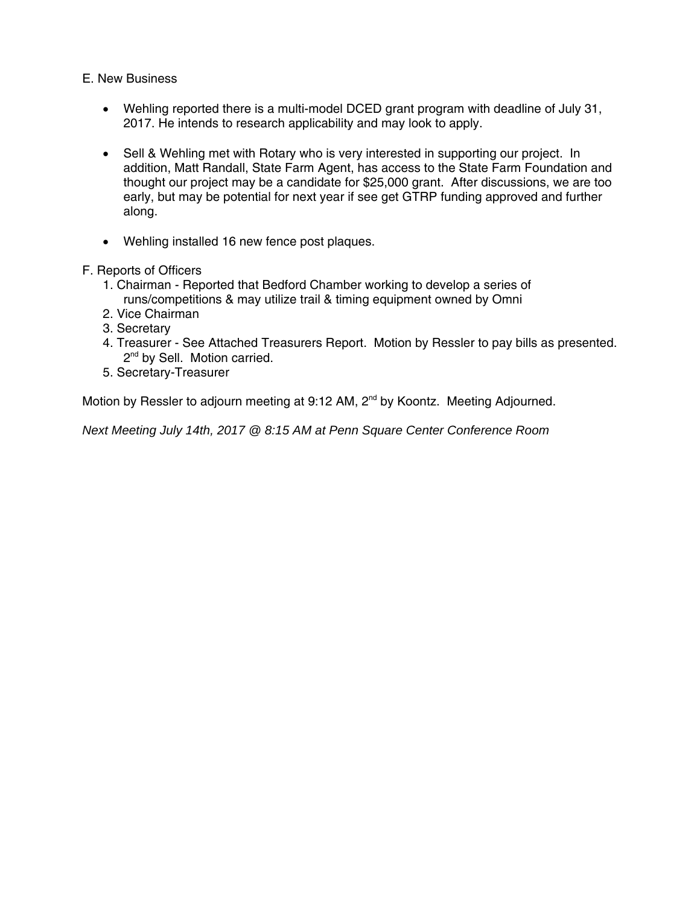E. New Business

- Wehling reported there is a multi-model DCED grant program with deadline of July 31, 2017. He intends to research applicability and may look to apply.

- Sell & Wehling met with Rotary who is very interested in supporting our project. In addition, Matt Randall, State Farm Agent, has access to the State Farm Foundation and thought our project may be a candidate for $25,000 grant. After discussions, we are too early, but may be potential for next year if see get GTRP funding approved and further along.

- Wehling installed 16 new fence post plaques.

F. Reports of Officers

1. Chairman - Reported that Bedford Chamber working to develop a series of runs/competitions & may utilize trail & timing equipment owned by Omni
2. Vice Chairman
3. Secretary
4. Treasurer - See Attached Treasurers Report. Motion by Ressler to pay bills as presented. 2nd by Sell. Motion carried.
5. Secretary-Treasurer

Motion by Ressler to adjourn meeting at 9:12 AM, 2nd by Koontz. Meeting Adjourned.

*Next Meeting July 14th, 2017 @ 8:15 AM at Penn Square Center Conference Room*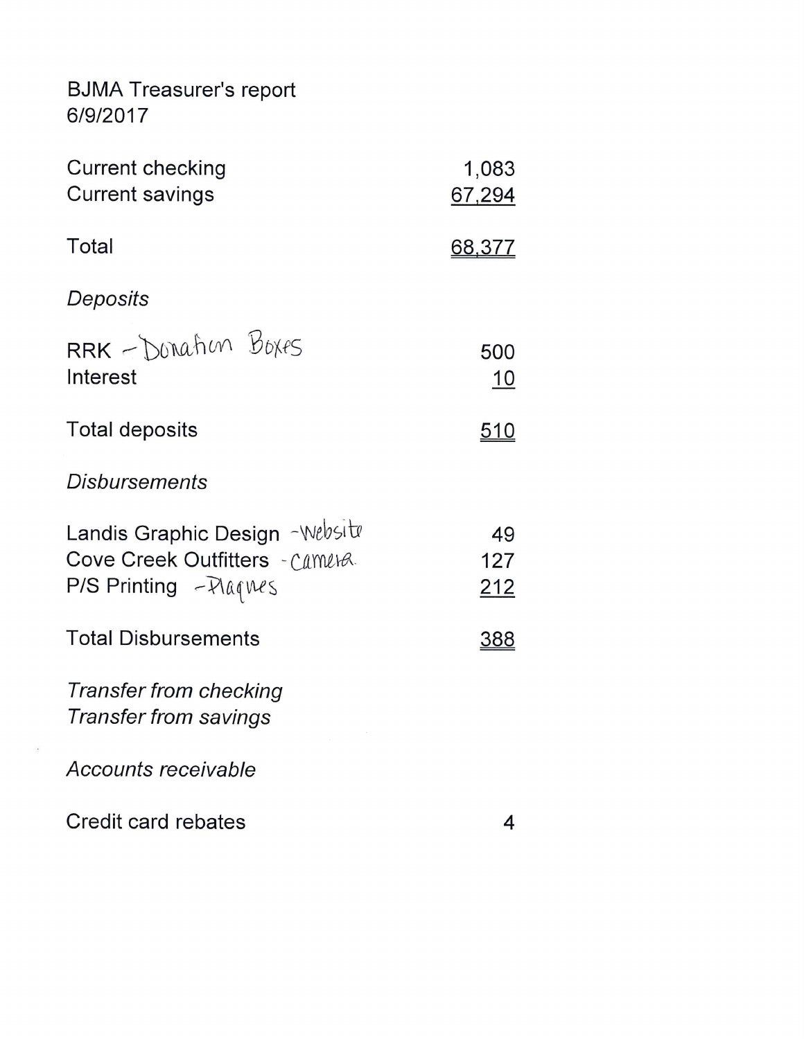BJMA Treasurer's report
6/9/2017

| | |
|---|---:|
| Current checking | 1,083 |
| Current savings | 67,294 |
| | |
| Total | 68,377 |

*Deposits*

| | |
|---|---:|
| RRK - Donation Boxes | 500 |
| Interest | 10 |
| | |
| Total deposits | 510 |

*Disbursements*

| | |
|---|---:|
| Landis Graphic Design - Website | 49 |
| Cove Creek Outfitters - Camera | 127 |
| P/S Printing - Plaques | 212 |
| | |
| Total Disbursements | 388 |

*Transfer from checking*
*Transfer from savings*

*Accounts receivable*

| | |
|---|---:|
| Credit card rebates | 4 |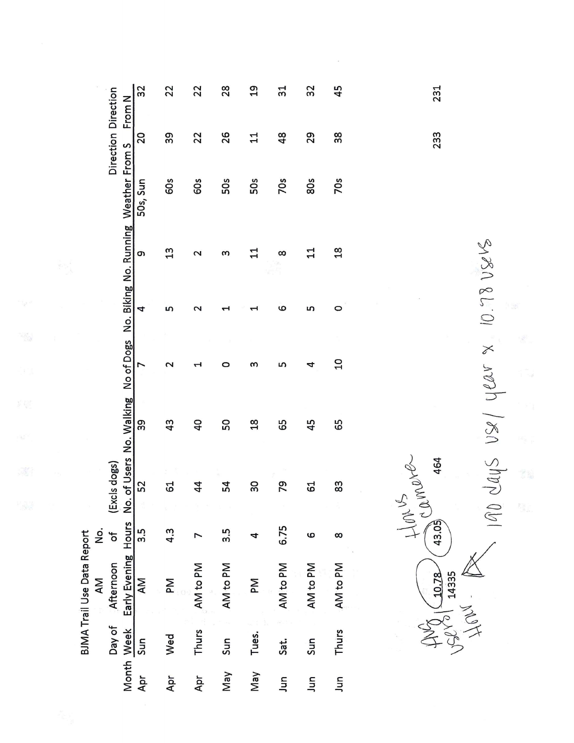## BJMA Trail Use Data Report

| Month | Day of Week | AM Afternoon Early Evening | No. of Hours | (Excls dogs) No. of Users | No. Walking | No of Dogs | No. Biking | No. Running | Weather | Direction From S | Direction From N |
|---|---|---|---|---|---|---|---|---|---|---|---|
| Apr | Sun | AM | 3.5 | 52 | 39 | 7 | 4 | 9 | 50s, Sun | 20 | 32 |
| Apr | Wed | PM | 4.3 | 61 | 43 | 2 | 5 | 13 | 60s | 39 | 22 |
| Apr | Thurs | AM to PM | 7 | 44 | 40 | 1 | 2 | 2 | 60s | 22 | 22 |
| May | Sun | AM to PM | 3.5 | 54 | 50 | 0 | 1 | 3 | 50s | 26 | 28 |
| May | Tues. | PM | 4 | 30 | 18 | 3 | 1 | 11 | 50s | 11 | 19 |
| Jun | Sat. | AM to PM | 6.75 | 79 | 65 | 5 | 6 | 8 | 70s | 48 | 31 |
| Jun | Sun | AM to PM | 6 | 61 | 45 | 4 | 5 | 11 | 80s | 29 | 32 |
| Jun | Thurs | AM to PM | 8 | 83 | 65 | 10 | 0 | 18 | 70s | 38 | 45 |
| | | Avg users / Hour: 10.78 | Hours camera: 43.05 | 464 | | | | | | 233 | 231 |

14335

190 days use / year x 10.78 users